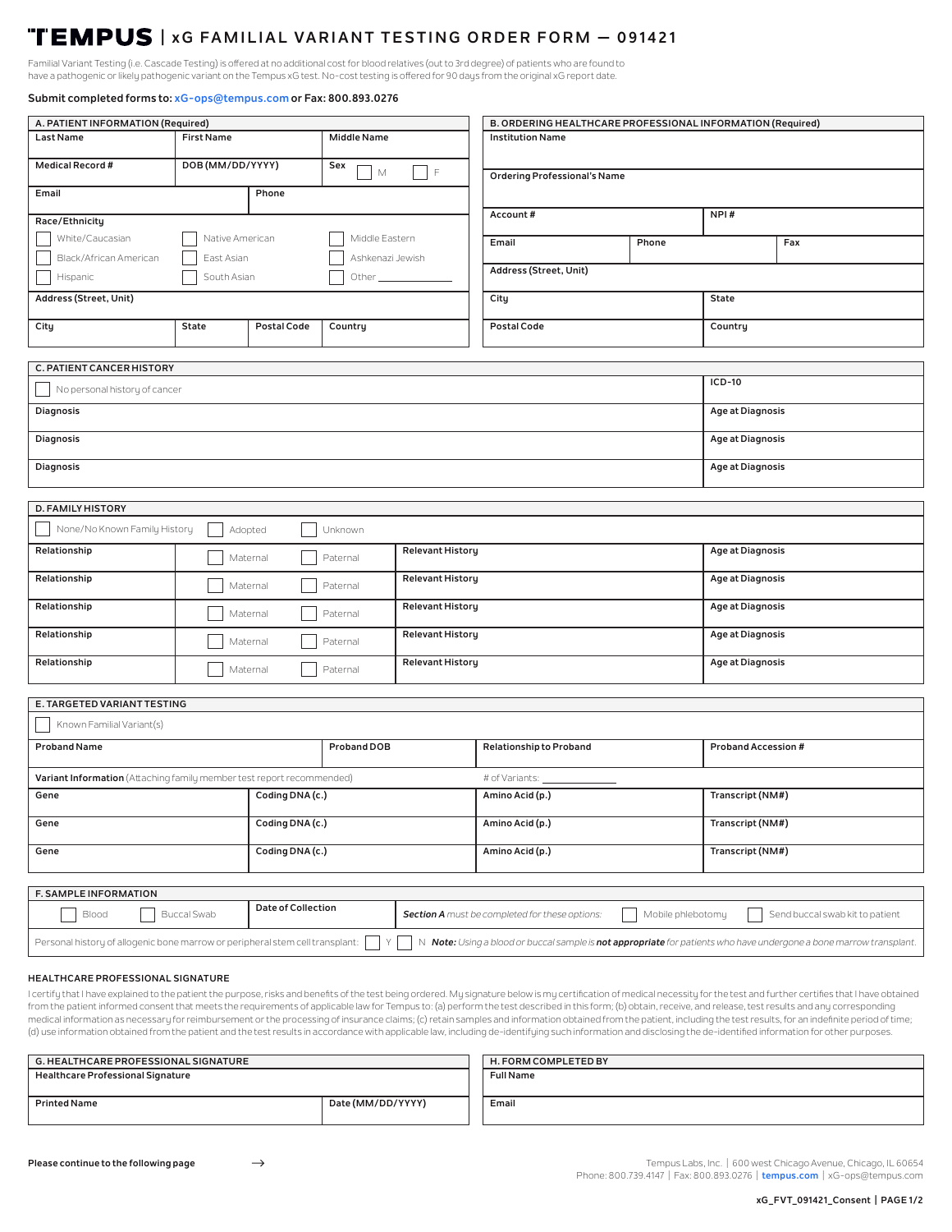# TEMPUS | xG FAMILIAL VARIANT TESTING ORDER FORM — 091421

Familial Variant Testing (i.e. Cascade Testing) is offered at no additional cost for blood relatives (out to 3rd degree) of patients who are found to have a pathogenic or likely pathogenic variant on the Tempus xG test. No-cost testing is offered for 90 days from the original xG report date.

**Submit completed forms to: xG-ops@tempus.com or Fax: 800.893.0276**

## A. PATIENT INFORMATION (Required)

| Last Name | First Name | Middle Name |
|---|---|---|
| Medical Record # | DOB (MM/DD/YYYY) | Sex ☐ M ☐ F |
| Email | Phone | |

**Race/Ethnicity**

☐ White/Caucasian ☐ Native American ☐ Middle Eastern
☐ Black/African American ☐ East Asian ☐ Ashkenazi Jewish
☐ Hispanic ☐ South Asian ☐ Other ___________

| Address (Street, Unit) | | | |
|---|---|---|---|
| City | State | Postal Code | Country |

## B. ORDERING HEALTHCARE PROFESSIONAL INFORMATION (Required)

| Institution Name | | |
|---|---|---|
| Ordering Professional's Name | | |
| Account # | NPI # | |
| Email | Phone | Fax |
| Address (Street, Unit) | | |
| City | State | |
| Postal Code | Country | |

## C. PATIENT CANCER HISTORY

| ☐ No personal history of cancer | ICD-10 |
|---|---|
| Diagnosis | Age at Diagnosis |
| Diagnosis | Age at Diagnosis |
| Diagnosis | Age at Diagnosis |

## D. FAMILY HISTORY

☐ None/No Known Family History ☐ Adopted ☐ Unknown

| Relationship | | Relevant History | Age at Diagnosis |
|---|---|---|---|
| Relationship | ☐ Maternal ☐ Paternal | Relevant History | Age at Diagnosis |
| Relationship | ☐ Maternal ☐ Paternal | Relevant History | Age at Diagnosis |
| Relationship | ☐ Maternal ☐ Paternal | Relevant History | Age at Diagnosis |
| Relationship | ☐ Maternal ☐ Paternal | Relevant History | Age at Diagnosis |
| Relationship | ☐ Maternal ☐ Paternal | Relevant History | Age at Diagnosis |

## E. TARGETED VARIANT TESTING

☐ Known Familial Variant(s)

| Proband Name | Proband DOB | Relationship to Proband | Proband Accession # |
|---|---|---|---|

**Variant Information** (Attaching family member test report recommended) # of Variants: ________

| Gene | Coding DNA (c.) | Amino Acid (p.) | Transcript (NM#) |
|---|---|---|---|
| Gene | Coding DNA (c.) | Amino Acid (p.) | Transcript (NM#) |
| Gene | Coding DNA (c.) | Amino Acid (p.) | Transcript (NM#) |
| Gene | Coding DNA (c.) | Amino Acid (p.) | Transcript (NM#) |

## F. SAMPLE INFORMATION

☐ Blood ☐ Buccal Swab | Date of Collection | ***Section A** must be completed for these options:* ☐ Mobile phlebotomy ☐ Send buccal swab kit to patient

Personal history of allogenic bone marrow or peripheral stem cell transplant: ☐ Y ☐ N ***Note:** Using a blood or buccal sample is **not appropriate** for patients who have undergone a bone marrow transplant.*

### HEALTHCARE PROFESSIONAL SIGNATURE

I certify that I have explained to the patient the purpose, risks and benefits of the test being ordered. My signature below is my certification of medical necessity for the test and further certifies that I have obtained from the patient informed consent that meets the requirements of applicable law for Tempus to: (a) perform the test described in this form; (b) obtain, receive, and release, test results and any corresponding medical information as necessary for reimbursement or the processing of insurance claims; (c) retain samples and information obtained from the patient, including the test results, for an indefinite period of time; (d) use information obtained from the patient and the test results in accordance with applicable law, including de-identifying such information and disclosing the de-identified information for other purposes.

## G. HEALTHCARE PROFESSIONAL SIGNATURE

| Healthcare Professional Signature | |
|---|---|
| Printed Name | Date (MM/DD/YYYY) |

## H. FORM COMPLETED BY

| Full Name |
|---|
| Email |

**Please continue to the following page** →

Tempus Labs, Inc. | 600 west Chicago Avenue, Chicago, IL 60654
Phone: 800.739.4147 | Fax: 800.893.0276 | tempus.com | xG-ops@tempus.com

xG_FVT_091421_Consent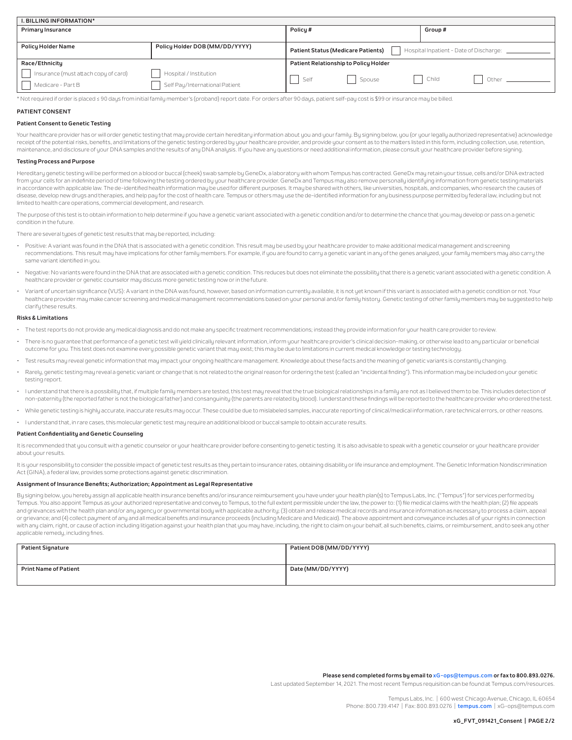## I. BILLING INFORMATION*

| | | | |
|---|---|---|---|
| **Primary Insurance** | | **Policy #** | **Group #** |
| **Policy Holder Name** | **Policy Holder DOB (MM/DD/YYYY)** | **Patient Status (Medicare Patients)** ☐ Hospital Inpatient - Date of Discharge: ______ | |
| **Race/Ethnicity** ☐ Insurance (must attach copy of card) ☐ Medicare - Part B | ☐ Hospital / Institution ☐ Self Pay/International Patient | **Patient Relationship to Policy Holder** ☐ Self ☐ Spouse ☐ Child ☐ Other ______ | |

* Not required if order is placed ≤ 90 days from initial family member's (proband) report date. For orders after 90 days, patient self-pay cost is $99 or insurance may be billed.

## PATIENT CONSENT

### Patient Consent to Genetic Testing

Your healthcare provider has or will order genetic testing that may provide certain hereditary information about you and your family. By signing below, you (or your legally authorized representative) acknowledge receipt of the potential risks, benefits, and limitations of the genetic testing ordered by your healthcare provider, and provide your consent as to the matters listed in this form, including collection, use, retention, maintenance, and disclosure of your DNA samples and the results of any DNA analysis. If you have any questions or need additional information, please consult your healthcare provider before signing.

### Testing Process and Purpose

Hereditary genetic testing will be performed on a blood or buccal (cheek) swab sample by GeneDx, a laboratory with whom Tempus has contracted. GeneDx may retain your tissue, cells and/or DNA extracted from your cells for an indefinite period of time following the testing ordered by your healthcare provider. GeneDx and Tempus may also remove personally identifying information from genetic testing materials in accordance with applicable law. The de-identified health information may be used for different purposes. It may be shared with others, like universities, hospitals, and companies, who research the causes of disease, develop new drugs and therapies, and help pay for the cost of health care. Tempus or others may use the de-identified information for any business purpose permitted by federal law, including but not limited to health care operations, commercial development, and research.

The purpose of this test is to obtain information to help determine if you have a genetic variant associated with a genetic condition and/or to determine the chance that you may develop or pass on a genetic condition in the future.

There are several types of genetic test results that may be reported, including:

- Positive: A variant was found in the DNA that is associated with a genetic condition. This result may be used by your healthcare provider to make additional medical management and screening recommendations. This result may have implications for other family members. For example, if you are found to carry a genetic variant in any of the genes analyzed, your family members may also carry the same variant identified in you.
- Negative: No variants were found in the DNA that are associated with a genetic condition. This reduces but does not eliminate the possibility that there is a genetic variant associated with a genetic condition. A healthcare provider or genetic counselor may discuss more genetic testing now or in the future.
- Variant of uncertain significance (VUS): A variant in the DNA was found, however, based on information currently available, it is not yet known if this variant is associated with a genetic condition or not. Your healthcare provider may make cancer screening and medical management recommendations based on your personal and/or family history. Genetic testing of other family members may be suggested to help clarify these results.

### Risks & Limitations

- The test reports do not provide any medical diagnosis and do not make any specific treatment recommendations; instead they provide information for your health care provider to review.
- There is no guarantee that performance of a genetic test will yield clinically relevant information, inform your healthcare provider's clinical decision-making, or otherwise lead to any particular or beneficial outcome for you. This test does not examine every possible genetic variant that may exist; this may be due to limitations in current medical knowledge or testing technology.
- Test results may reveal genetic information that may impact your ongoing healthcare management. Knowledge about these facts and the meaning of genetic variants is constantly changing.
- Rarely, genetic testing may reveal a genetic variant or change that is not related to the original reason for ordering the test (called an "incidental finding"). This information may be included on your genetic testing report.
- I understand that there is a possibility that, if multiple family members are tested, this test may reveal that the true biological relationships in a family are not as I believed them to be. This includes detection of non-paternity (the reported father is not the biological father) and consanguinity (the parents are related by blood). I understand these findings will be reported to the healthcare provider who ordered the test.
- While genetic testing is highly accurate, inaccurate results may occur. These could be due to mislabeled samples, inaccurate reporting of clinical/medical information, rare technical errors, or other reasons.
- I understand that, in rare cases, this molecular genetic test may require an additional blood or buccal sample to obtain accurate results.

### Patient Confidentiality and Genetic Counseling

It is recommended that you consult with a genetic counselor or your healthcare provider before consenting to genetic testing. It is also advisable to speak with a genetic counselor or your healthcare provider about your results.

It is your responsibility to consider the possible impact of genetic test results as they pertain to insurance rates, obtaining disability or life insurance and employment. The Genetic Information Nondiscrimination Act (GINA), a federal law, provides some protections against genetic discrimination.

### Assignment of Insurance Benefits; Authorization; Appointment as Legal Representative

By signing below, you hereby assign all applicable health insurance benefits and/or insurance reimbursement you have under your health plan(s) to Tempus Labs, Inc. ("Tempus") for services performed by Tempus. You also appoint Tempus as your authorized representative and convey to Tempus, to the full extent permissible under the law, the power to: (1) file medical claims with the health plan; (2) file appeals and grievances with the health plan and/or any agency or governmental body with applicable authority; (3) obtain and release medical records and insurance information as necessary to process a claim, appeal or grievance; and (4) collect payment of any and all medical benefits and insurance proceeds (including Medicare and Medicaid). The above appointment and conveyance includes all of your rights in connection with any claim, right, or cause of action including litigation against your health plan that you may have, including, the right to claim on your behalf, all such benefits, claims, or reimbursement, and to seek any other applicable remedy, including fines.

| | |
|---|---|
| **Patient Signature** | **Patient DOB (MM/DD/YYYY)** |
| **Print Name of Patient** | **Date (MM/DD/YYYY)** |

**Please send completed forms by email to xG-ops@tempus.com or fax to 800.893.0276.**

Last updated September 14, 2021. The most recent Tempus requisition can be found at Tempus.com/resources.

Tempus Labs, Inc. | 600 West Chicago Avenue, Chicago, IL 60654
Phone: 800.739.4147 | Fax: 800.893.0276 | **tempus.com** | xG-ops@tempus.com

**xG_FVT_091421_Consent**